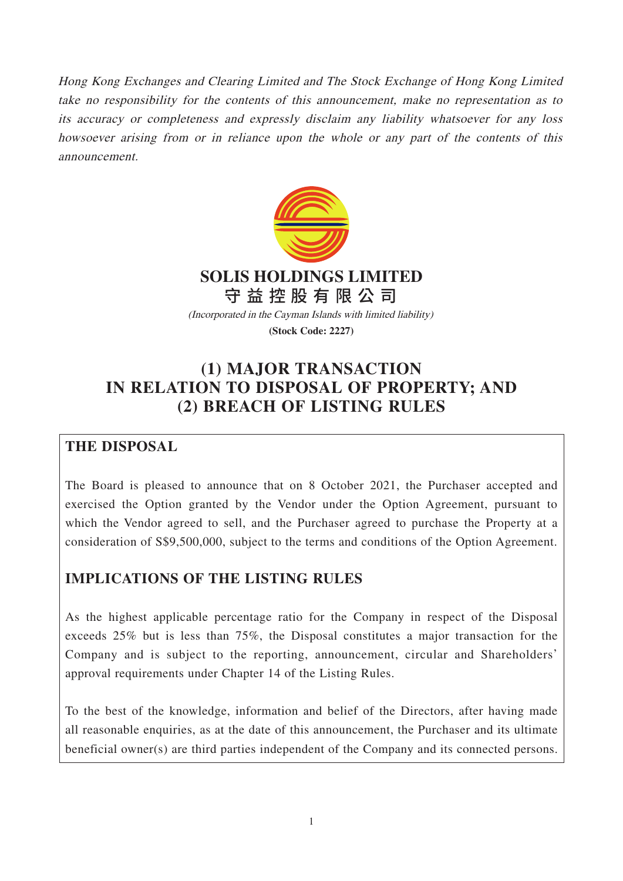*Hong Kong Exchanges and Clearing Limited and The Stock Exchange of Hong Kong Limited take no responsibility for the contents of this announcement, make no representation as to its accuracy or completeness and expressly disclaim any liability whatsoever for any loss howsoever arising from or in reliance upon the whole or any part of the contents of this announcement.*

**SOLIS HOLDINGS LIMITED**
**守益控股有限公司**

*(Incorporated in the Cayman Islands with limited liability)*

**(Stock Code: 2227)**

# (1) MAJOR TRANSACTION IN RELATION TO DISPOSAL OF PROPERTY; AND (2) BREACH OF LISTING RULES

## THE DISPOSAL

The Board is pleased to announce that on 8 October 2021, the Purchaser accepted and exercised the Option granted by the Vendor under the Option Agreement, pursuant to which the Vendor agreed to sell, and the Purchaser agreed to purchase the Property at a consideration of S$9,500,000, subject to the terms and conditions of the Option Agreement.

## IMPLICATIONS OF THE LISTING RULES

As the highest applicable percentage ratio for the Company in respect of the Disposal exceeds 25% but is less than 75%, the Disposal constitutes a major transaction for the Company and is subject to the reporting, announcement, circular and Shareholders' approval requirements under Chapter 14 of the Listing Rules.

To the best of the knowledge, information and belief of the Directors, after having made all reasonable enquiries, as at the date of this announcement, the Purchaser and its ultimate beneficial owner(s) are third parties independent of the Company and its connected persons.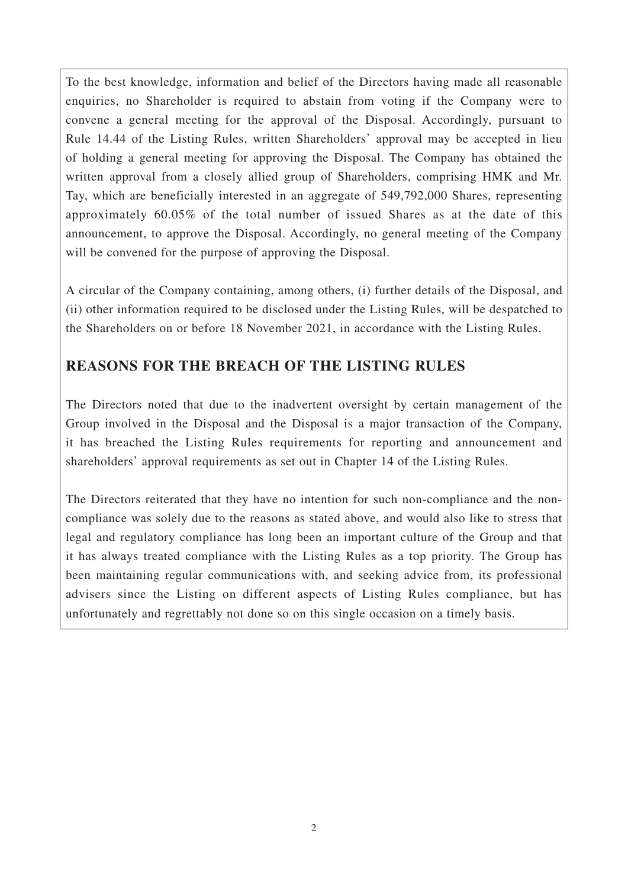To the best knowledge, information and belief of the Directors having made all reasonable enquiries, no Shareholder is required to abstain from voting if the Company were to convene a general meeting for the approval of the Disposal. Accordingly, pursuant to Rule 14.44 of the Listing Rules, written Shareholders' approval may be accepted in lieu of holding a general meeting for approving the Disposal. The Company has obtained the written approval from a closely allied group of Shareholders, comprising HMK and Mr. Tay, which are beneficially interested in an aggregate of 549,792,000 Shares, representing approximately 60.05% of the total number of issued Shares as at the date of this announcement, to approve the Disposal. Accordingly, no general meeting of the Company will be convened for the purpose of approving the Disposal.

A circular of the Company containing, among others, (i) further details of the Disposal, and (ii) other information required to be disclosed under the Listing Rules, will be despatched to the Shareholders on or before 18 November 2021, in accordance with the Listing Rules.

## REASONS FOR THE BREACH OF THE LISTING RULES

The Directors noted that due to the inadvertent oversight by certain management of the Group involved in the Disposal and the Disposal is a major transaction of the Company, it has breached the Listing Rules requirements for reporting and announcement and shareholders' approval requirements as set out in Chapter 14 of the Listing Rules.

The Directors reiterated that they have no intention for such non-compliance and the non-compliance was solely due to the reasons as stated above, and would also like to stress that legal and regulatory compliance has long been an important culture of the Group and that it has always treated compliance with the Listing Rules as a top priority. The Group has been maintaining regular communications with, and seeking advice from, its professional advisers since the Listing on different aspects of Listing Rules compliance, but has unfortunately and regrettably not done so on this single occasion on a timely basis.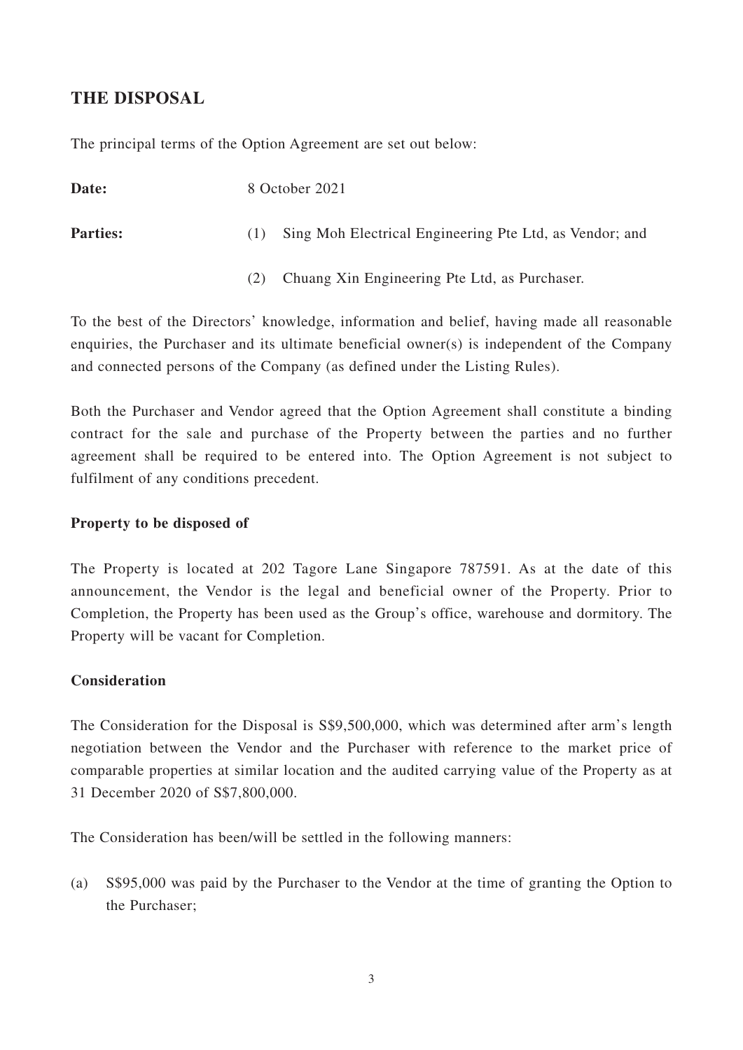## THE DISPOSAL

The principal terms of the Option Agreement are set out below:

**Date:** 8 October 2021

**Parties:**

(1) Sing Moh Electrical Engineering Pte Ltd, as Vendor; and

(2) Chuang Xin Engineering Pte Ltd, as Purchaser.

To the best of the Directors' knowledge, information and belief, having made all reasonable enquiries, the Purchaser and its ultimate beneficial owner(s) is independent of the Company and connected persons of the Company (as defined under the Listing Rules).

Both the Purchaser and Vendor agreed that the Option Agreement shall constitute a binding contract for the sale and purchase of the Property between the parties and no further agreement shall be required to be entered into. The Option Agreement is not subject to fulfilment of any conditions precedent.

### Property to be disposed of

The Property is located at 202 Tagore Lane Singapore 787591. As at the date of this announcement, the Vendor is the legal and beneficial owner of the Property. Prior to Completion, the Property has been used as the Group's office, warehouse and dormitory. The Property will be vacant for Completion.

### Consideration

The Consideration for the Disposal is S$9,500,000, which was determined after arm's length negotiation between the Vendor and the Purchaser with reference to the market price of comparable properties at similar location and the audited carrying value of the Property as at 31 December 2020 of S$7,800,000.

The Consideration has been/will be settled in the following manners:

(a) S$95,000 was paid by the Purchaser to the Vendor at the time of granting the Option to the Purchaser;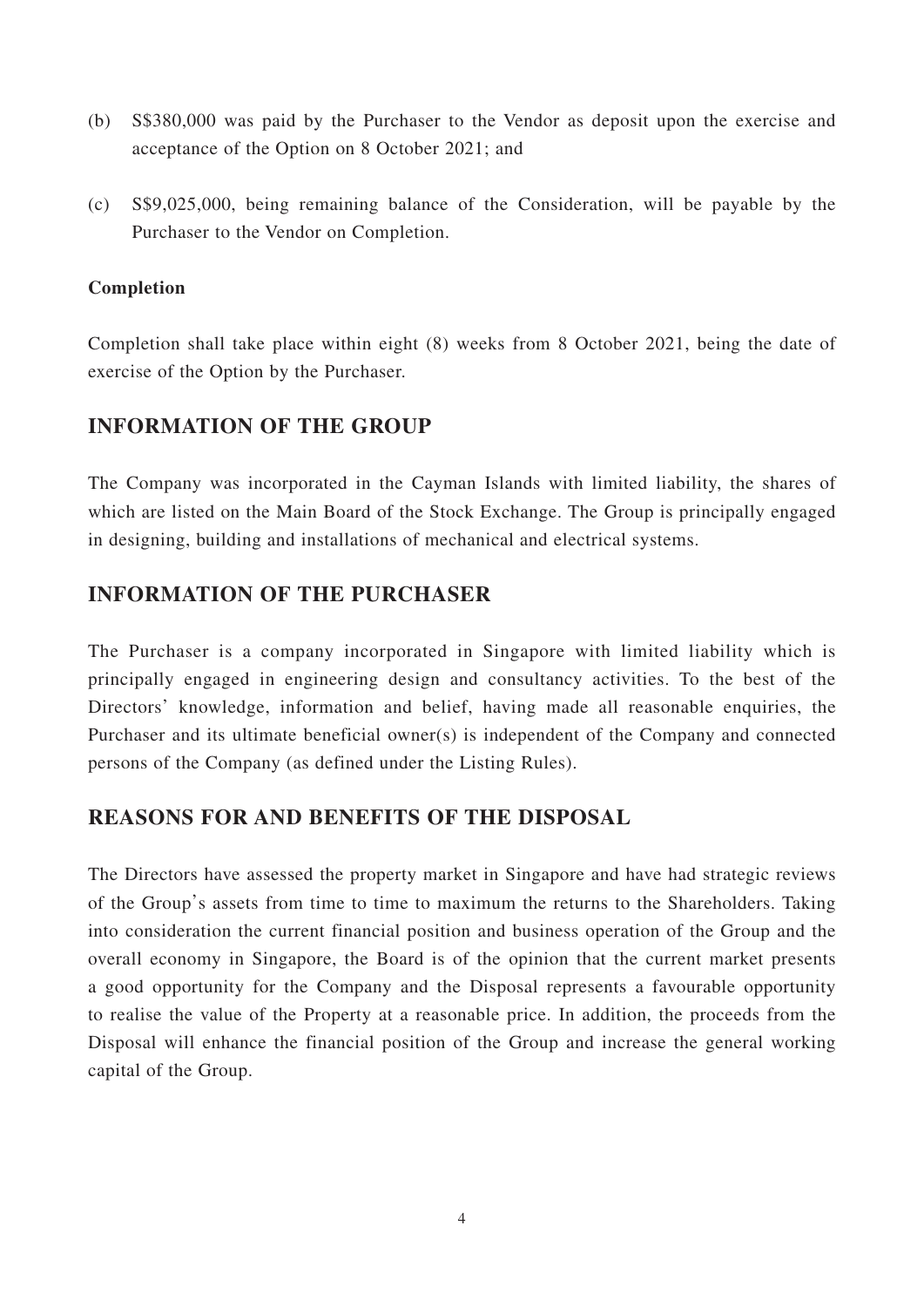(b) S$380,000 was paid by the Purchaser to the Vendor as deposit upon the exercise and acceptance of the Option on 8 October 2021; and

(c) S$9,025,000, being remaining balance of the Consideration, will be payable by the Purchaser to the Vendor on Completion.

**Completion**

Completion shall take place within eight (8) weeks from 8 October 2021, being the date of exercise of the Option by the Purchaser.

## INFORMATION OF THE GROUP

The Company was incorporated in the Cayman Islands with limited liability, the shares of which are listed on the Main Board of the Stock Exchange. The Group is principally engaged in designing, building and installations of mechanical and electrical systems.

## INFORMATION OF THE PURCHASER

The Purchaser is a company incorporated in Singapore with limited liability which is principally engaged in engineering design and consultancy activities. To the best of the Directors' knowledge, information and belief, having made all reasonable enquiries, the Purchaser and its ultimate beneficial owner(s) is independent of the Company and connected persons of the Company (as defined under the Listing Rules).

## REASONS FOR AND BENEFITS OF THE DISPOSAL

The Directors have assessed the property market in Singapore and have had strategic reviews of the Group's assets from time to time to maximum the returns to the Shareholders. Taking into consideration the current financial position and business operation of the Group and the overall economy in Singapore, the Board is of the opinion that the current market presents a good opportunity for the Company and the Disposal represents a favourable opportunity to realise the value of the Property at a reasonable price. In addition, the proceeds from the Disposal will enhance the financial position of the Group and increase the general working capital of the Group.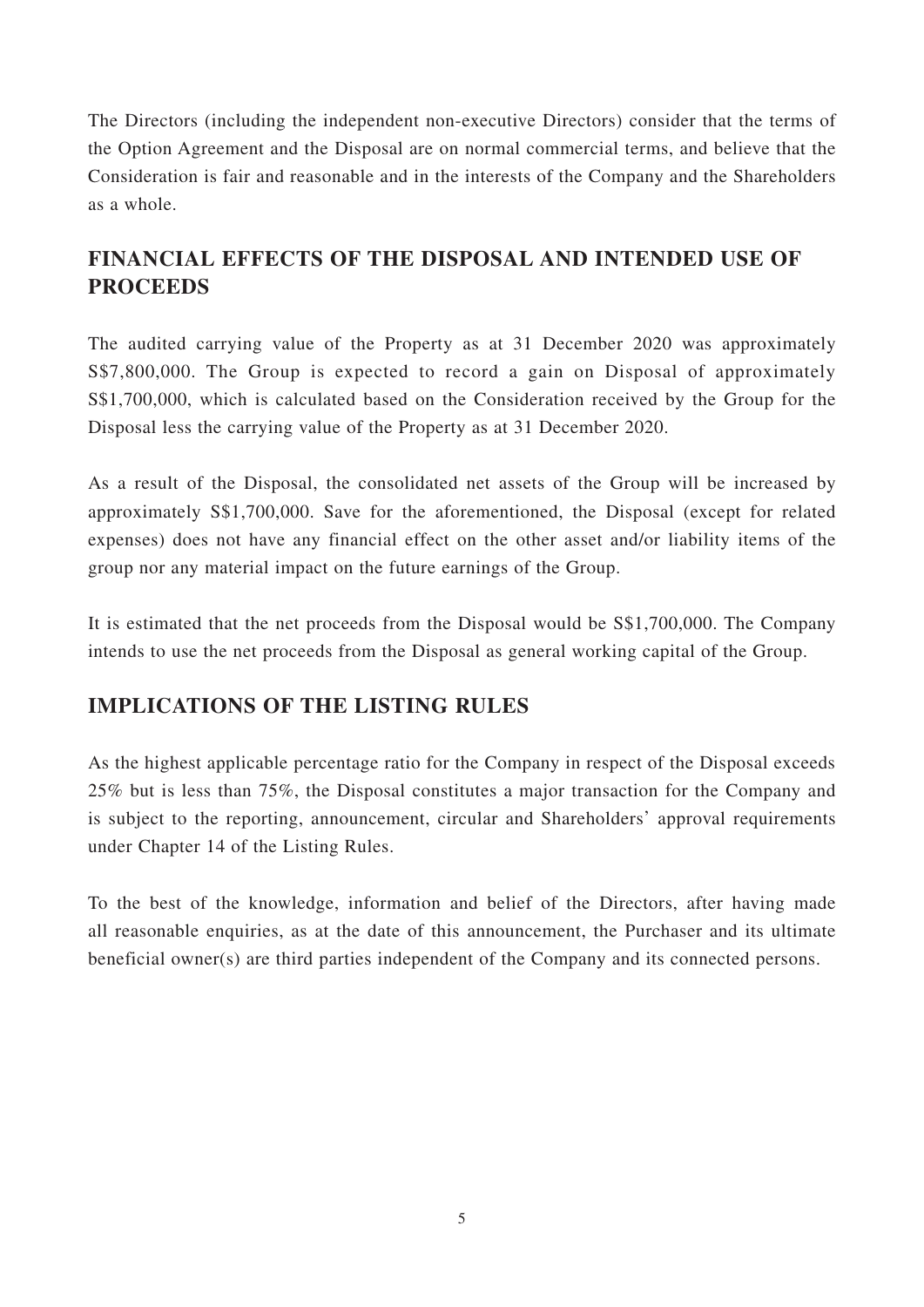The Directors (including the independent non-executive Directors) consider that the terms of the Option Agreement and the Disposal are on normal commercial terms, and believe that the Consideration is fair and reasonable and in the interests of the Company and the Shareholders as a whole.

## FINANCIAL EFFECTS OF THE DISPOSAL AND INTENDED USE OF PROCEEDS

The audited carrying value of the Property as at 31 December 2020 was approximately S$7,800,000. The Group is expected to record a gain on Disposal of approximately S$1,700,000, which is calculated based on the Consideration received by the Group for the Disposal less the carrying value of the Property as at 31 December 2020.

As a result of the Disposal, the consolidated net assets of the Group will be increased by approximately S$1,700,000. Save for the aforementioned, the Disposal (except for related expenses) does not have any financial effect on the other asset and/or liability items of the group nor any material impact on the future earnings of the Group.

It is estimated that the net proceeds from the Disposal would be S$1,700,000. The Company intends to use the net proceeds from the Disposal as general working capital of the Group.

## IMPLICATIONS OF THE LISTING RULES

As the highest applicable percentage ratio for the Company in respect of the Disposal exceeds 25% but is less than 75%, the Disposal constitutes a major transaction for the Company and is subject to the reporting, announcement, circular and Shareholders' approval requirements under Chapter 14 of the Listing Rules.

To the best of the knowledge, information and belief of the Directors, after having made all reasonable enquiries, as at the date of this announcement, the Purchaser and its ultimate beneficial owner(s) are third parties independent of the Company and its connected persons.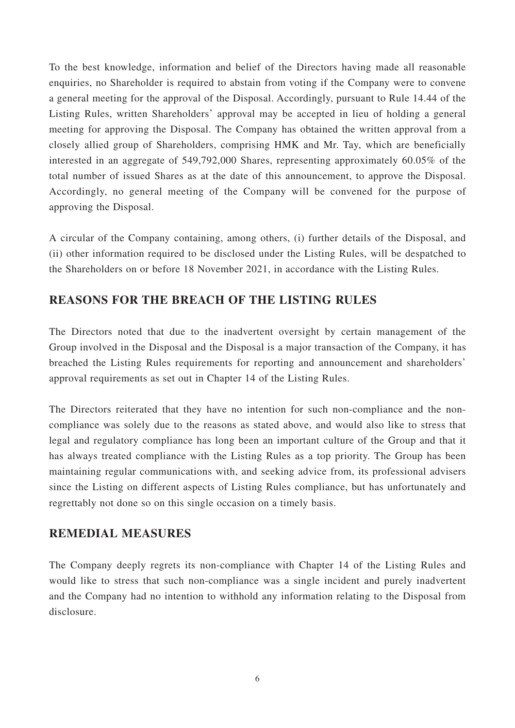To the best knowledge, information and belief of the Directors having made all reasonable enquiries, no Shareholder is required to abstain from voting if the Company were to convene a general meeting for the approval of the Disposal. Accordingly, pursuant to Rule 14.44 of the Listing Rules, written Shareholders' approval may be accepted in lieu of holding a general meeting for approving the Disposal. The Company has obtained the written approval from a closely allied group of Shareholders, comprising HMK and Mr. Tay, which are beneficially interested in an aggregate of 549,792,000 Shares, representing approximately 60.05% of the total number of issued Shares as at the date of this announcement, to approve the Disposal. Accordingly, no general meeting of the Company will be convened for the purpose of approving the Disposal.

A circular of the Company containing, among others, (i) further details of the Disposal, and (ii) other information required to be disclosed under the Listing Rules, will be despatched to the Shareholders on or before 18 November 2021, in accordance with the Listing Rules.

## REASONS FOR THE BREACH OF THE LISTING RULES

The Directors noted that due to the inadvertent oversight by certain management of the Group involved in the Disposal and the Disposal is a major transaction of the Company, it has breached the Listing Rules requirements for reporting and announcement and shareholders' approval requirements as set out in Chapter 14 of the Listing Rules.

The Directors reiterated that they have no intention for such non-compliance and the non-compliance was solely due to the reasons as stated above, and would also like to stress that legal and regulatory compliance has long been an important culture of the Group and that it has always treated compliance with the Listing Rules as a top priority. The Group has been maintaining regular communications with, and seeking advice from, its professional advisers since the Listing on different aspects of Listing Rules compliance, but has unfortunately and regrettably not done so on this single occasion on a timely basis.

## REMEDIAL MEASURES

The Company deeply regrets its non-compliance with Chapter 14 of the Listing Rules and would like to stress that such non-compliance was a single incident and purely inadvertent and the Company had no intention to withhold any information relating to the Disposal from disclosure.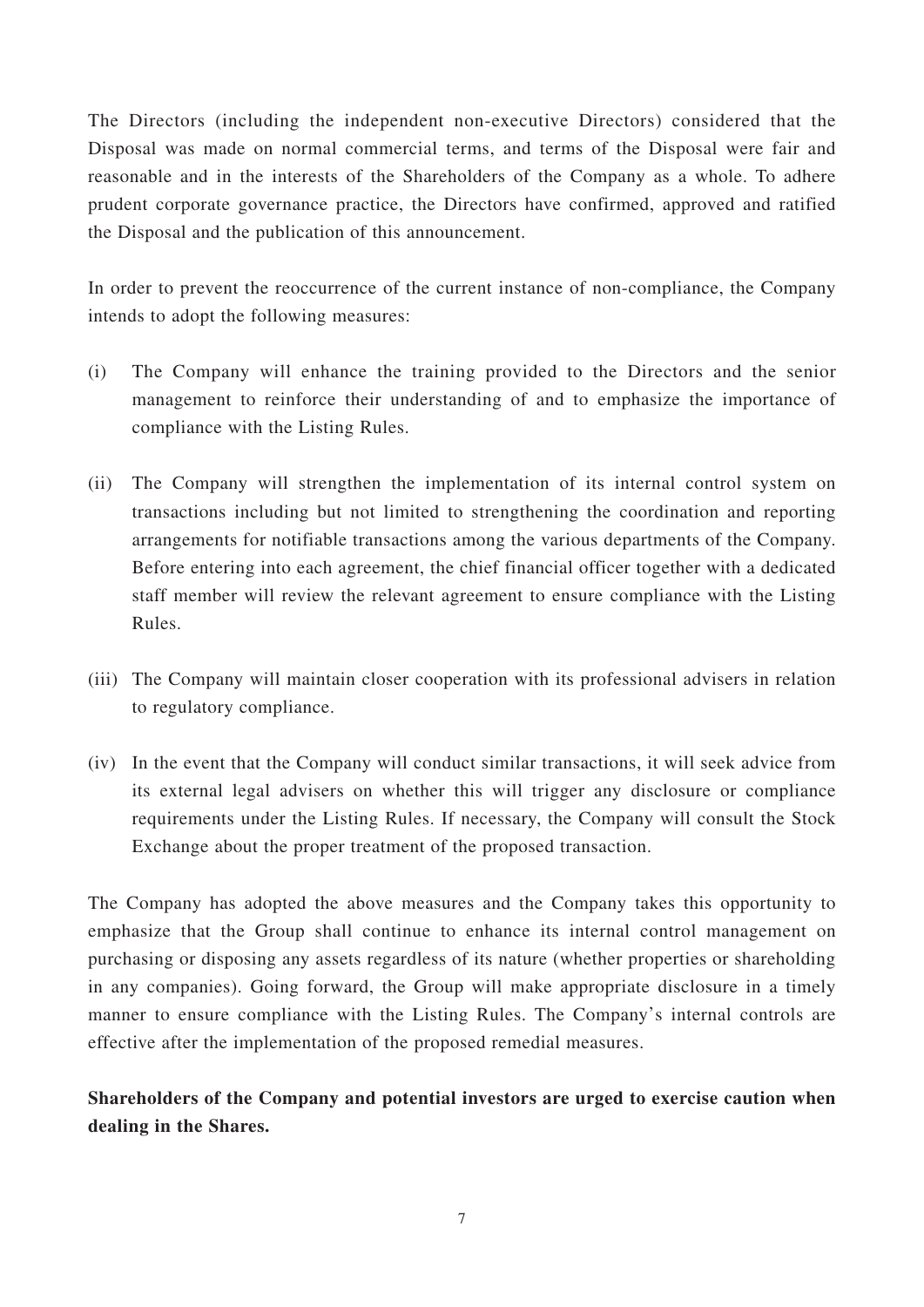The Directors (including the independent non-executive Directors) considered that the Disposal was made on normal commercial terms, and terms of the Disposal were fair and reasonable and in the interests of the Shareholders of the Company as a whole. To adhere prudent corporate governance practice, the Directors have confirmed, approved and ratified the Disposal and the publication of this announcement.

In order to prevent the reoccurrence of the current instance of non-compliance, the Company intends to adopt the following measures:

(i) The Company will enhance the training provided to the Directors and the senior management to reinforce their understanding of and to emphasize the importance of compliance with the Listing Rules.

(ii) The Company will strengthen the implementation of its internal control system on transactions including but not limited to strengthening the coordination and reporting arrangements for notifiable transactions among the various departments of the Company. Before entering into each agreement, the chief financial officer together with a dedicated staff member will review the relevant agreement to ensure compliance with the Listing Rules.

(iii) The Company will maintain closer cooperation with its professional advisers in relation to regulatory compliance.

(iv) In the event that the Company will conduct similar transactions, it will seek advice from its external legal advisers on whether this will trigger any disclosure or compliance requirements under the Listing Rules. If necessary, the Company will consult the Stock Exchange about the proper treatment of the proposed transaction.

The Company has adopted the above measures and the Company takes this opportunity to emphasize that the Group shall continue to enhance its internal control management on purchasing or disposing any assets regardless of its nature (whether properties or shareholding in any companies). Going forward, the Group will make appropriate disclosure in a timely manner to ensure compliance with the Listing Rules. The Company's internal controls are effective after the implementation of the proposed remedial measures.

**Shareholders of the Company and potential investors are urged to exercise caution when dealing in the Shares.**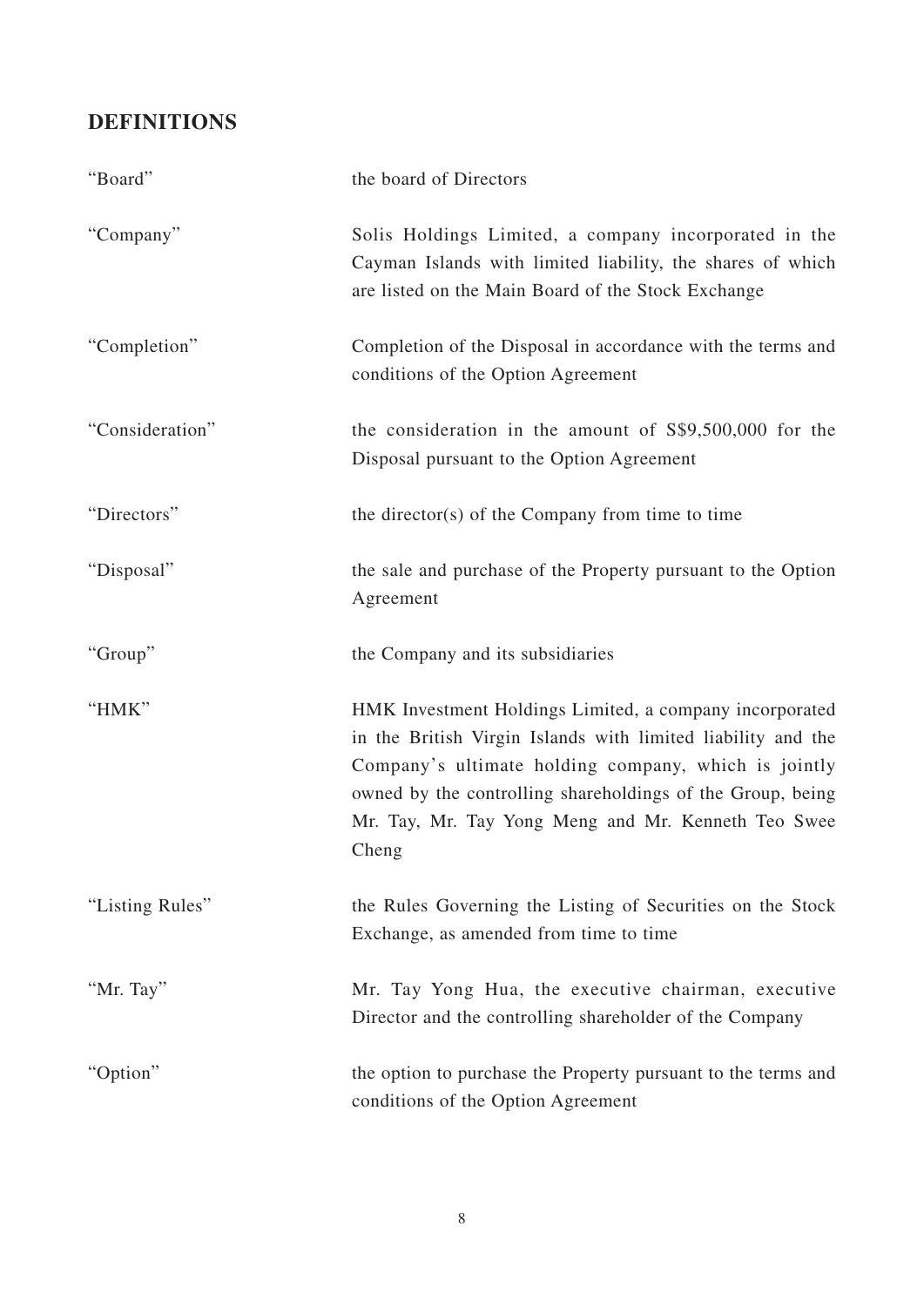## DEFINITIONS

| | |
|---|---|
| "Board" | the board of Directors |
| "Company" | Solis Holdings Limited, a company incorporated in the Cayman Islands with limited liability, the shares of which are listed on the Main Board of the Stock Exchange |
| "Completion" | Completion of the Disposal in accordance with the terms and conditions of the Option Agreement |
| "Consideration" | the consideration in the amount of S$9,500,000 for the Disposal pursuant to the Option Agreement |
| "Directors" | the director(s) of the Company from time to time |
| "Disposal" | the sale and purchase of the Property pursuant to the Option Agreement |
| "Group" | the Company and its subsidiaries |
| "HMK" | HMK Investment Holdings Limited, a company incorporated in the British Virgin Islands with limited liability and the Company's ultimate holding company, which is jointly owned by the controlling shareholdings of the Group, being Mr. Tay, Mr. Tay Yong Meng and Mr. Kenneth Teo Swee Cheng |
| "Listing Rules" | the Rules Governing the Listing of Securities on the Stock Exchange, as amended from time to time |
| "Mr. Tay" | Mr. Tay Yong Hua, the executive chairman, executive Director and the controlling shareholder of the Company |
| "Option" | the option to purchase the Property pursuant to the terms and conditions of the Option Agreement |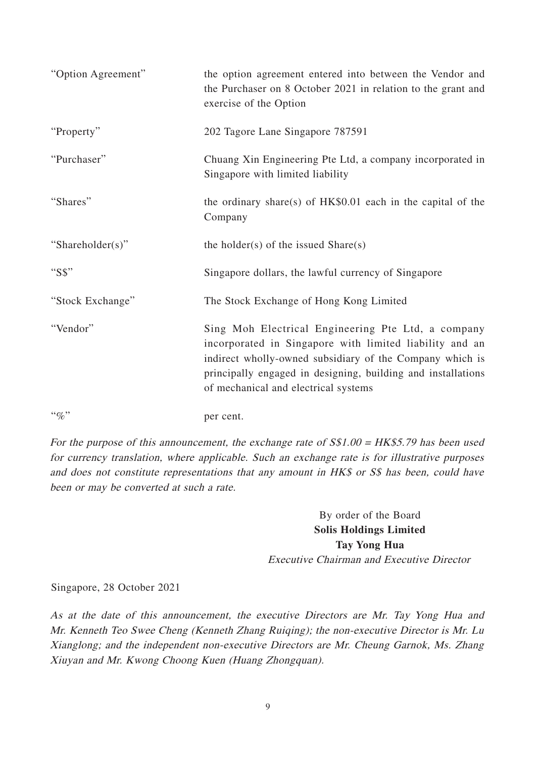| | |
|---|---|
| "Option Agreement" | the option agreement entered into between the Vendor and the Purchaser on 8 October 2021 in relation to the grant and exercise of the Option |
| "Property" | 202 Tagore Lane Singapore 787591 |
| "Purchaser" | Chuang Xin Engineering Pte Ltd, a company incorporated in Singapore with limited liability |
| "Shares" | the ordinary share(s) of HK$0.01 each in the capital of the Company |
| "Shareholder(s)" | the holder(s) of the issued Share(s) |
| "S$" | Singapore dollars, the lawful currency of Singapore |
| "Stock Exchange" | The Stock Exchange of Hong Kong Limited |
| "Vendor" | Sing Moh Electrical Engineering Pte Ltd, a company incorporated in Singapore with limited liability and an indirect wholly-owned subsidiary of the Company which is principally engaged in designing, building and installations of mechanical and electrical systems |
| "%" | per cent. |

*For the purpose of this announcement, the exchange rate of S$1.00 = HK$5.79 has been used for currency translation, where applicable. Such an exchange rate is for illustrative purposes and does not constitute representations that any amount in HK$ or S$ has been, could have been or may be converted at such a rate.*

By order of the Board
**Solis Holdings Limited**
**Tay Yong Hua**
*Executive Chairman and Executive Director*

Singapore, 28 October 2021

*As at the date of this announcement, the executive Directors are Mr. Tay Yong Hua and Mr. Kenneth Teo Swee Cheng (Kenneth Zhang Ruiqing); the non-executive Director is Mr. Lu Xianglong; and the independent non-executive Directors are Mr. Cheung Garnok, Ms. Zhang Xiuyan and Mr. Kwong Choong Kuen (Huang Zhongquan).*